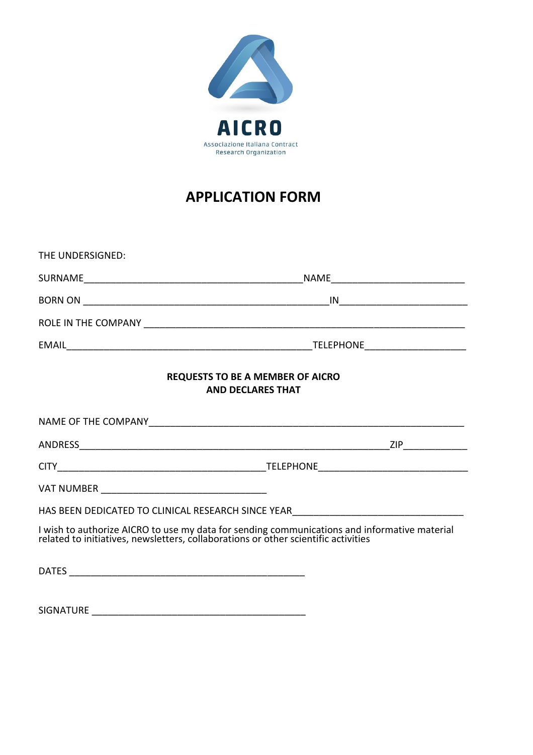AICRO

Associazione Italiana Contract Research Organization

# APPLICATION FORM

THE UNDERSIGNED:

SURNAME__________________________________________NAME_________________________

BORN ON _______________________________________________IN_______________________

ROLE IN THE COMPANY _____________________________________________________________

EMAIL_______________________________________________TELEPHONE___________________

**REQUESTS TO BE A MEMBER OF AICRO**
**AND DECLARES THAT**

NAME OF THE COMPANY____________________________________________________________

ANDRESS____________________________________________________________ZIP___________

CITY________________________________________TELEPHONE____________________________

VAT NUMBER ________________________________

HAS BEEN DEDICATED TO CLINICAL RESEARCH SINCE YEAR________________________________

I wish to authorize AICRO to use my data for sending communications and informative material related to initiatives, newsletters, collaborations or other scientific activities

DATES _____________________________________________

SIGNATURE _________________________________________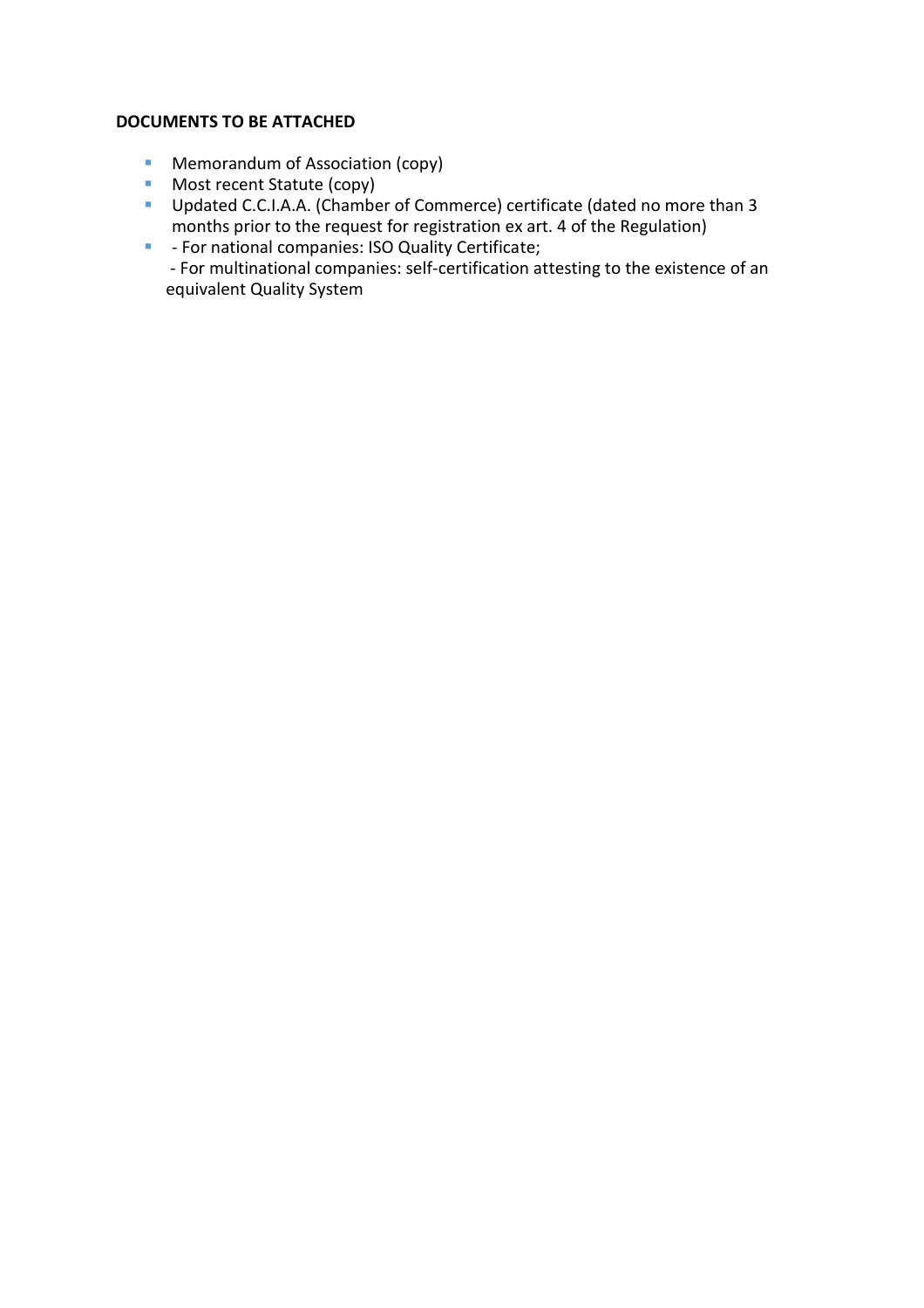**DOCUMENTS TO BE ATTACHED**

- Memorandum of Association (copy)
- Most recent Statute (copy)
- Updated C.C.I.A.A. (Chamber of Commerce) certificate (dated no more than 3 months prior to the request for registration ex art. 4 of the Regulation)
- - For national companies: ISO Quality Certificate;
  - For multinational companies: self-certification attesting to the existence of an equivalent Quality System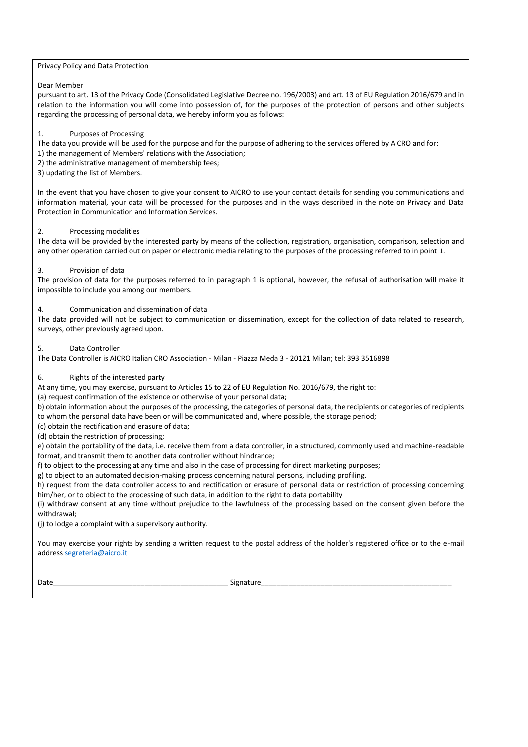Privacy Policy and Data Protection

Dear Member

pursuant to art. 13 of the Privacy Code (Consolidated Legislative Decree no. 196/2003) and art. 13 of EU Regulation 2016/679 and in relation to the information you will come into possession of, for the purposes of the protection of persons and other subjects regarding the processing of personal data, we hereby inform you as follows:

1. Purposes of Processing

The data you provide will be used for the purpose and for the purpose of adhering to the services offered by AICRO and for:

1) the management of Members' relations with the Association;

2) the administrative management of membership fees;

3) updating the list of Members.

In the event that you have chosen to give your consent to AICRO to use your contact details for sending you communications and information material, your data will be processed for the purposes and in the ways described in the note on Privacy and Data Protection in Communication and Information Services.

2. Processing modalities

The data will be provided by the interested party by means of the collection, registration, organisation, comparison, selection and any other operation carried out on paper or electronic media relating to the purposes of the processing referred to in point 1.

3. Provision of data

The provision of data for the purposes referred to in paragraph 1 is optional, however, the refusal of authorisation will make it impossible to include you among our members.

4. Communication and dissemination of data

The data provided will not be subject to communication or dissemination, except for the collection of data related to research, surveys, other previously agreed upon.

5. Data Controller

The Data Controller is AICRO Italian CRO Association - Milan - Piazza Meda 3 - 20121 Milan; tel: 393 3516898

6. Rights of the interested party

At any time, you may exercise, pursuant to Articles 15 to 22 of EU Regulation No. 2016/679, the right to:

(a) request confirmation of the existence or otherwise of your personal data;

b) obtain information about the purposes of the processing, the categories of personal data, the recipients or categories of recipients to whom the personal data have been or will be communicated and, where possible, the storage period;

(c) obtain the rectification and erasure of data;

(d) obtain the restriction of processing;

e) obtain the portability of the data, i.e. receive them from a data controller, in a structured, commonly used and machine-readable format, and transmit them to another data controller without hindrance;

f) to object to the processing at any time and also in the case of processing for direct marketing purposes;

g) to object to an automated decision-making process concerning natural persons, including profiling.

h) request from the data controller access to and rectification or erasure of personal data or restriction of processing concerning him/her, or to object to the processing of such data, in addition to the right to data portability

(i) withdraw consent at any time without prejudice to the lawfulness of the processing based on the consent given before the withdrawal;

(j) to lodge a complaint with a supervisory authority.

You may exercise your rights by sending a written request to the postal address of the holder's registered office or to the e-mail address segreteria@aicro.it

Date_____________________________________________ Signature_________________________________________________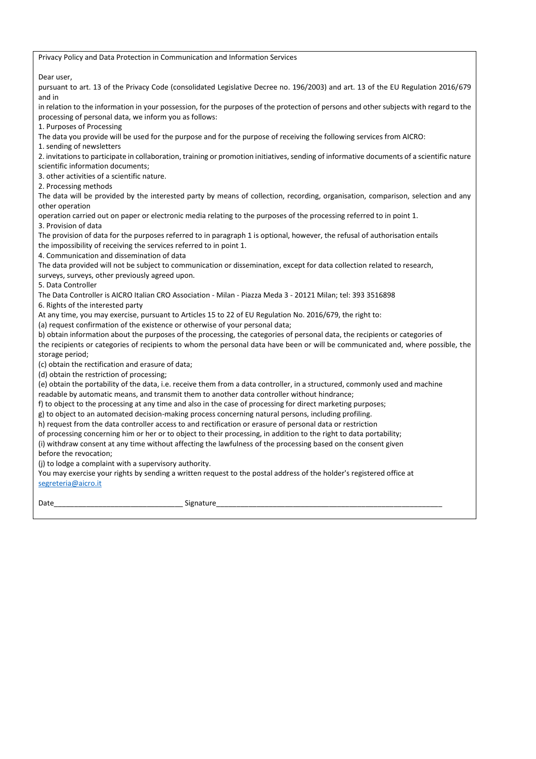Privacy Policy and Data Protection in Communication and Information Services

Dear user,

pursuant to art. 13 of the Privacy Code (consolidated Legislative Decree no. 196/2003) and art. 13 of the EU Regulation 2016/679 and in

in relation to the information in your possession, for the purposes of the protection of persons and other subjects with regard to the processing of personal data, we inform you as follows:

1. Purposes of Processing

The data you provide will be used for the purpose and for the purpose of receiving the following services from AICRO:

1. sending of newsletters
2. invitations to participate in collaboration, training or promotion initiatives, sending of informative documents of a scientific nature scientific information documents;
3. other activities of a scientific nature.

2. Processing methods

The data will be provided by the interested party by means of collection, recording, organisation, comparison, selection and any other operation

operation carried out on paper or electronic media relating to the purposes of the processing referred to in point 1.

3. Provision of data

The provision of data for the purposes referred to in paragraph 1 is optional, however, the refusal of authorisation entails the impossibility of receiving the services referred to in point 1.

4. Communication and dissemination of data

The data provided will not be subject to communication or dissemination, except for data collection related to research, surveys, surveys, other previously agreed upon.

5. Data Controller

The Data Controller is AICRO Italian CRO Association - Milan - Piazza Meda 3 - 20121 Milan; tel: 393 3516898

6. Rights of the interested party

At any time, you may exercise, pursuant to Articles 15 to 22 of EU Regulation No. 2016/679, the right to:

(a) request confirmation of the existence or otherwise of your personal data;

b) obtain information about the purposes of the processing, the categories of personal data, the recipients or categories of the recipients or categories of recipients to whom the personal data have been or will be communicated and, where possible, the storage period;

(c) obtain the rectification and erasure of data;

(d) obtain the restriction of processing;

(e) obtain the portability of the data, i.e. receive them from a data controller, in a structured, commonly used and machine readable by automatic means, and transmit them to another data controller without hindrance;

f) to object to the processing at any time and also in the case of processing for direct marketing purposes;

g) to object to an automated decision-making process concerning natural persons, including profiling.

h) request from the data controller access to and rectification or erasure of personal data or restriction of processing concerning him or her or to object to their processing, in addition to the right to data portability;

(i) withdraw consent at any time without affecting the lawfulness of the processing based on the consent given before the revocation;

(j) to lodge a complaint with a supervisory authority.

You may exercise your rights by sending a written request to the postal address of the holder's registered office at segreteria@aicro.it

Date_______________________________ Signature_________________________________________________________